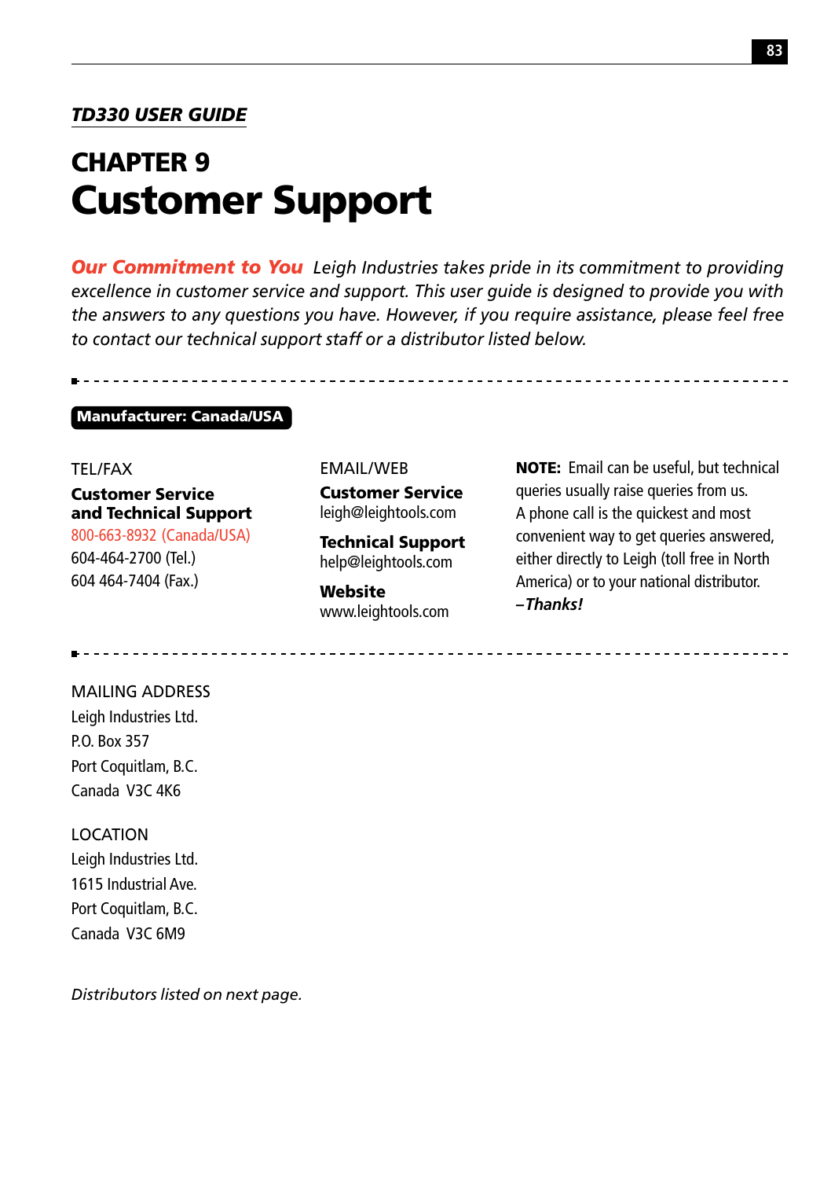*TD330 USER GUIDE*

# CHAPTER 9
# Customer Support

***Our Commitment to You*** *Leigh Industries takes pride in its commitment to providing excellence in customer service and support. This user guide is designed to provide you with the answers to any questions you have. However, if you require assistance, please feel free to contact our technical support staff or a distributor listed below.*

---

## Manufacturer: Canada/USA

TEL/FAX

**Customer Service and Technical Support**
800-663-8932 (Canada/USA)
604-464-2700 (Tel.)
604 464-7404 (Fax.)

EMAIL/WEB

**Customer Service**
leigh@leightools.com

**Technical Support**
help@leightools.com

**Website**
www.leightools.com

**NOTE:** Email can be useful, but technical queries usually raise queries from us. A phone call is the quickest and most convenient way to get queries answered, either directly to Leigh (toll free in North America) or to your national distributor.
*–Thanks!*

---

MAILING ADDRESS
Leigh Industries Ltd.
P.O. Box 357
Port Coquitlam, B.C.
Canada V3C 4K6

LOCATION
Leigh Industries Ltd.
1615 Industrial Ave.
Port Coquitlam, B.C.
Canada V3C 6M9

*Distributors listed on next page.*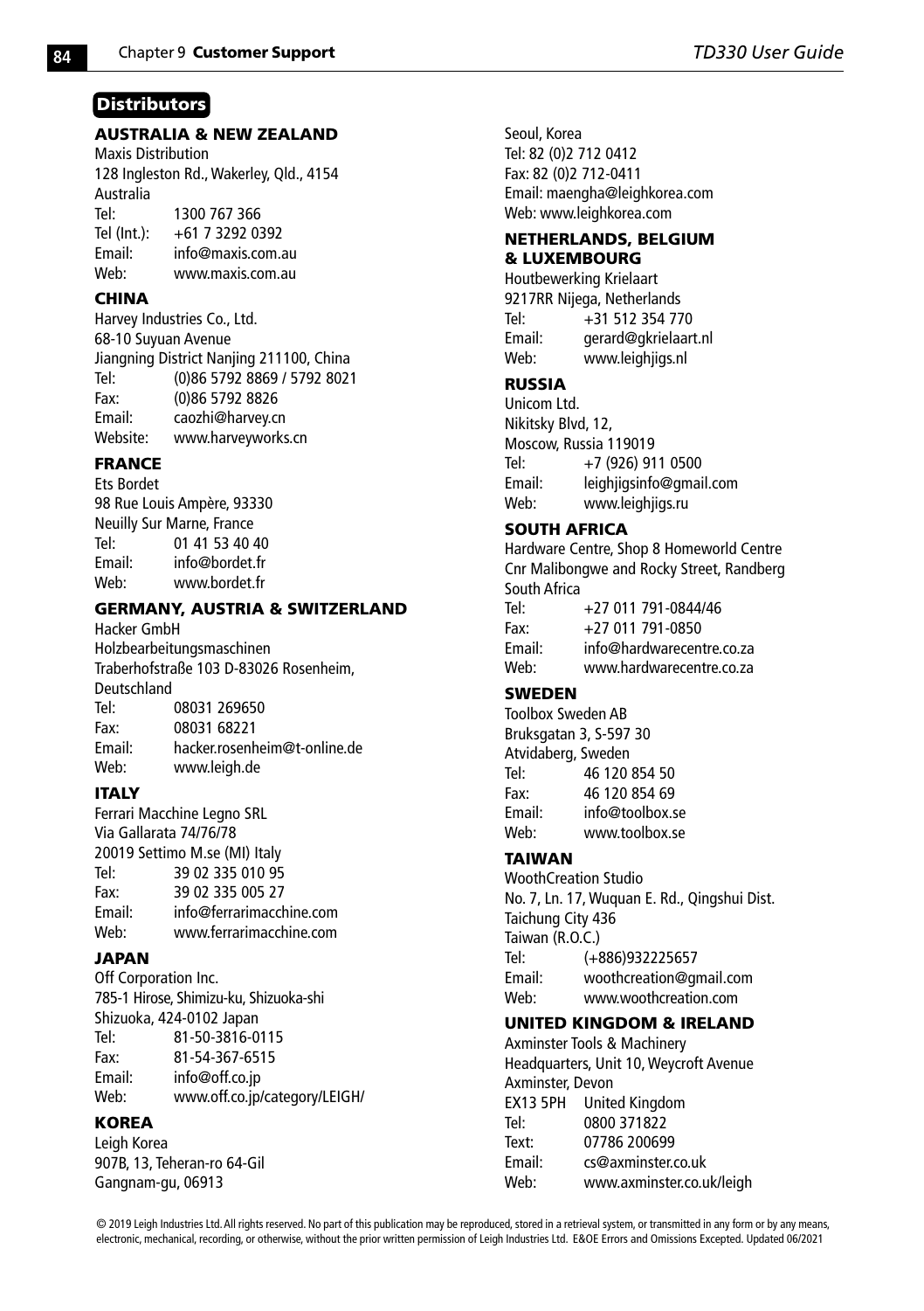## Distributors

### AUSTRALIA & NEW ZEALAND

Maxis Distribution
128 Ingleston Rd., Wakerley, Qld., 4154
Australia
Tel: 1300 767 366
Tel (Int.): +61 7 3292 0392
Email: info@maxis.com.au
Web: www.maxis.com.au

### CHINA

Harvey Industries Co., Ltd.
68-10 Suyuan Avenue
Jiangning District Nanjing 211100, China
Tel: (0)86 5792 8869 / 5792 8021
Fax: (0)86 5792 8826
Email: caozhi@harvey.cn
Website: www.harveyworks.cn

### FRANCE

Ets Bordet
98 Rue Louis Ampère, 93330
Neuilly Sur Marne, France
Tel: 01 41 53 40 40
Email: info@bordet.fr
Web: www.bordet.fr

### GERMANY, AUSTRIA & SWITZERLAND

Hacker GmbH
Holzbearbeitungsmaschinen
Traberhofstraße 103 D-83026 Rosenheim,
Deutschland
Tel: 08031 269650
Fax: 08031 68221
Email: hacker.rosenheim@t-online.de
Web: www.leigh.de

### ITALY

Ferrari Macchine Legno SRL
Via Gallarata 74/76/78
20019 Settimo M.se (MI) Italy
Tel: 39 02 335 010 95
Fax: 39 02 335 005 27
Email: info@ferrarimacchine.com
Web: www.ferrarimacchine.com

### JAPAN

Off Corporation Inc.
785-1 Hirose, Shimizu-ku, Shizuoka-shi
Shizuoka, 424-0102 Japan
Tel: 81-50-3816-0115
Fax: 81-54-367-6515
Email: info@off.co.jp
Web: www.off.co.jp/category/LEIGH/

### KOREA

Leigh Korea
907B, 13, Teheran-ro 64-Gil
Gangnam-gu, 06913
Seoul, Korea
Tel: 82 (0)2 712 0412
Fax: 82 (0)2 712-0411
Email: maengha@leighkorea.com
Web: www.leighkorea.com

### NETHERLANDS, BELGIUM & LUXEMBOURG

Houtbewerking Krielaart
9217RR Nijega, Netherlands
Tel: +31 512 354 770
Email: gerard@gkrielaart.nl
Web: www.leighjigs.nl

### RUSSIA

Unicom Ltd.
Nikitsky Blvd, 12,
Moscow, Russia 119019
Tel: +7 (926) 911 0500
Email: leighjigsinfo@gmail.com
Web: www.leighjigs.ru

### SOUTH AFRICA

Hardware Centre, Shop 8 Homeworld Centre
Cnr Malibongwe and Rocky Street, Randberg
South Africa
Tel: +27 011 791-0844/46
Fax: +27 011 791-0850
Email: info@hardwarecentre.co.za
Web: www.hardwarecentre.co.za

### SWEDEN

Toolbox Sweden AB
Bruksgatan 3, S-597 30
Atvidaberg, Sweden
Tel: 46 120 854 50
Fax: 46 120 854 69
Email: info@toolbox.se
Web: www.toolbox.se

### TAIWAN

WoothCreation Studio
No. 7, Ln. 17, Wuquan E. Rd., Qingshui Dist.
Taichung City 436
Taiwan (R.O.C.)
Tel: (+886)932225657
Email: woothcreation@gmail.com
Web: www.woothcreation.com

### UNITED KINGDOM & IRELAND

Axminster Tools & Machinery
Headquarters, Unit 10, Weycroft Avenue
Axminster, Devon
EX13 5PH United Kingdom
Tel: 0800 371822
Text: 07786 200699
Email: cs@axminster.co.uk
Web: www.axminster.co.uk/leigh

© 2019 Leigh Industries Ltd. All rights reserved. No part of this publication may be reproduced, stored in a retrieval system, or transmitted in any form or by any means, electronic, mechanical, recording, or otherwise, without the prior written permission of Leigh Industries Ltd. E&OE Errors and Omissions Excepted. Updated 06/2021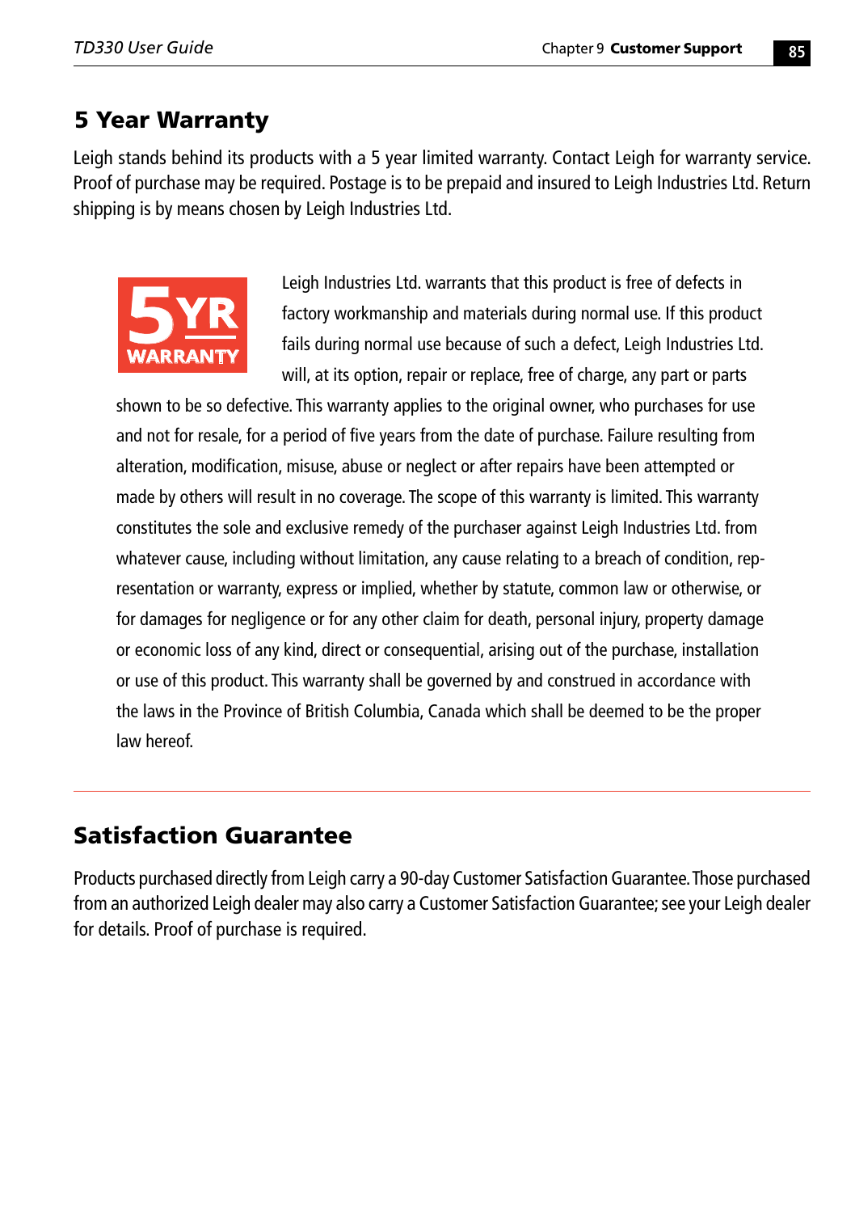## 5 Year Warranty

Leigh stands behind its products with a 5 year limited warranty. Contact Leigh for warranty service. Proof of purchase may be required. Postage is to be prepaid and insured to Leigh Industries Ltd. Return shipping is by means chosen by Leigh Industries Ltd.

Leigh Industries Ltd. warrants that this product is free of defects in factory workmanship and materials during normal use. If this product fails during normal use because of such a defect, Leigh Industries Ltd. will, at its option, repair or replace, free of charge, any part or parts shown to be so defective. This warranty applies to the original owner, who purchases for use and not for resale, for a period of five years from the date of purchase. Failure resulting from alteration, modification, misuse, abuse or neglect or after repairs have been attempted or made by others will result in no coverage. The scope of this warranty is limited. This warranty constitutes the sole and exclusive remedy of the purchaser against Leigh Industries Ltd. from whatever cause, including without limitation, any cause relating to a breach of condition, representation or warranty, express or implied, whether by statute, common law or otherwise, or for damages for negligence or for any other claim for death, personal injury, property damage or economic loss of any kind, direct or consequential, arising out of the purchase, installation or use of this product. This warranty shall be governed by and construed in accordance with the laws in the Province of British Columbia, Canada which shall be deemed to be the proper law hereof.

## Satisfaction Guarantee

Products purchased directly from Leigh carry a 90-day Customer Satisfaction Guarantee. Those purchased from an authorized Leigh dealer may also carry a Customer Satisfaction Guarantee; see your Leigh dealer for details. Proof of purchase is required.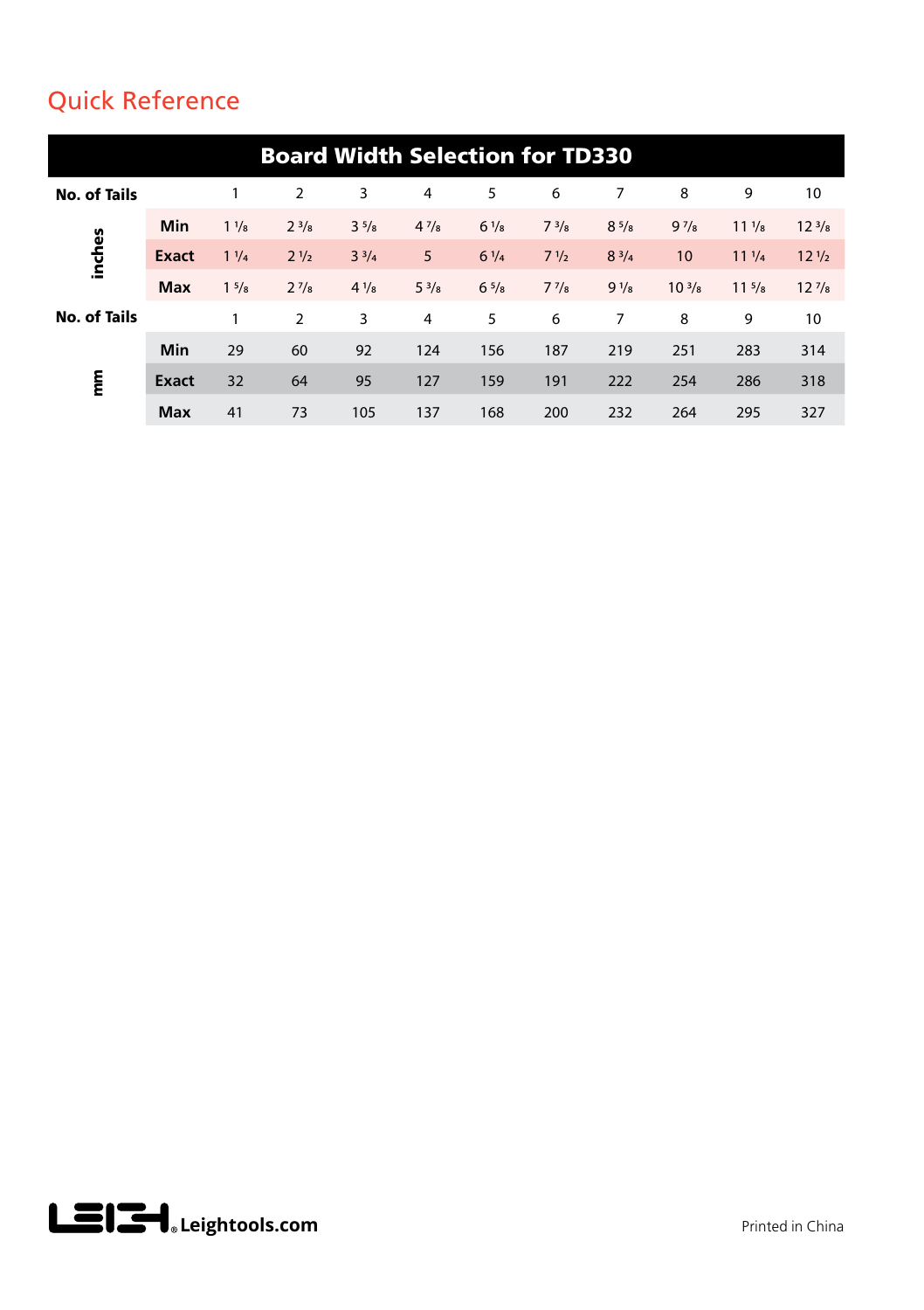## Quick Reference

| Board Width Selection for TD330 | | | | | | | | | | | |
|---|---|---|---|---|---|---|---|---|---|---|---|
| **No. of Tails** | | 1 | 2 | 3 | 4 | 5 | 6 | 7 | 8 | 9 | 10 |
| **inches** | **Min** | 1 1/8 | 2 3/8 | 3 5/8 | 4 7/8 | 6 1/8 | 7 3/8 | 8 5/8 | 9 7/8 | 11 1/8 | 12 3/8 |
| | **Exact** | 1 1/4 | 2 1/2 | 3 3/4 | 5 | 6 1/4 | 7 1/2 | 8 3/4 | 10 | 11 1/4 | 12 1/2 |
| | **Max** | 1 5/8 | 2 7/8 | 4 1/8 | 5 3/8 | 6 5/8 | 7 7/8 | 9 1/8 | 10 3/8 | 11 5/8 | 12 7/8 |
| **No. of Tails** | | 1 | 2 | 3 | 4 | 5 | 6 | 7 | 8 | 9 | 10 |
| **mm** | **Min** | 29 | 60 | 92 | 124 | 156 | 187 | 219 | 251 | 283 | 314 |
| | **Exact** | 32 | 64 | 95 | 127 | 159 | 191 | 222 | 254 | 286 | 318 |
| | **Max** | 41 | 73 | 105 | 137 | 168 | 200 | 232 | 264 | 295 | 327 |

LEIGH® **Leightools.com**

Printed in China